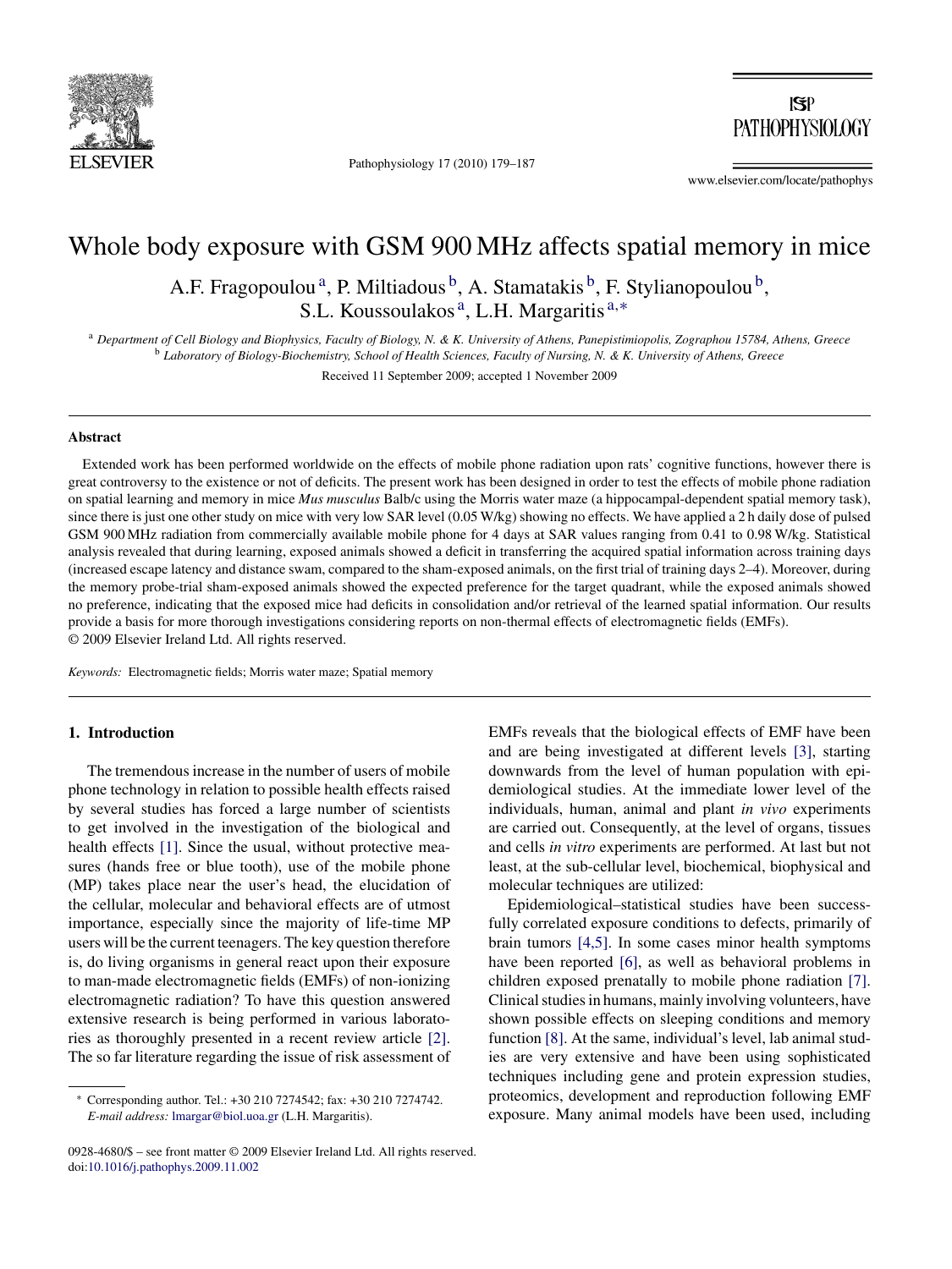# Whole body exposure with GSM 900 MHz affects spatial memory in mice

A.F. Fragopoulou[a], P. Miltiadous[b], A. Stamatakis[b], F. Stylianopoulou[b], S.L. Koussoulakos[a], L.H. Margaritis[a,*]

[a] Department of Cell Biology and Biophysics, Faculty of Biology, N. & K. University of Athens, Panepistimiopolis, Zographou 15784, Athens, Greece
[b] Laboratory of Biology-Biochemistry, School of Health Sciences, Faculty of Nursing, N. & K. University of Athens, Greece

Received 11 September 2009; accepted 1 November 2009

## Abstract

Extended work has been performed worldwide on the effects of mobile phone radiation upon rats' cognitive functions, however there is great controversy to the existence or not of deficits. The present work has been designed in order to test the effects of mobile phone radiation on spatial learning and memory in mice *Mus musculus* Balb/c using the Morris water maze (a hippocampal-dependent spatial memory task), since there is just one other study on mice with very low SAR level (0.05 W/kg) showing no effects. We have applied a 2 h daily dose of pulsed GSM 900 MHz radiation from commercially available mobile phone for 4 days at SAR values ranging from 0.41 to 0.98 W/kg. Statistical analysis revealed that during learning, exposed animals showed a deficit in transferring the acquired spatial information across training days (increased escape latency and distance swam, compared to the sham-exposed animals, on the first trial of training days 2–4). Moreover, during the memory probe-trial sham-exposed animals showed the expected preference for the target quadrant, while the exposed animals showed no preference, indicating that the exposed mice had deficits in consolidation and/or retrieval of the learned spatial information. Our results provide a basis for more thorough investigations considering reports on non-thermal effects of electromagnetic fields (EMFs).
© 2009 Elsevier Ireland Ltd. All rights reserved.

*Keywords:* Electromagnetic fields; Morris water maze; Spatial memory

## 1. Introduction

The tremendous increase in the number of users of mobile phone technology in relation to possible health effects raised by several studies has forced a large number of scientists to get involved in the investigation of the biological and health effects [1]. Since the usual, without protective measures (hands free or blue tooth), use of the mobile phone (MP) takes place near the user's head, the elucidation of the cellular, molecular and behavioral effects are of utmost importance, especially since the majority of life-time MP users will be the current teenagers. The key question therefore is, do living organisms in general react upon their exposure to man-made electromagnetic fields (EMFs) of non-ionizing electromagnetic radiation? To have this question answered extensive research is being performed in various laboratories as thoroughly presented in a recent review article [2]. The so far literature regarding the issue of risk assessment of EMFs reveals that the biological effects of EMF have been and are being investigated at different levels [3], starting downwards from the level of human population with epidemiological studies. At the immediate lower level of the individuals, human, animal and plant *in vivo* experiments are carried out. Consequently, at the level of organs, tissues and cells *in vitro* experiments are performed. At last but not least, at the sub-cellular level, biochemical, biophysical and molecular techniques are utilized:

Epidemiological–statistical studies have been successfully correlated exposure conditions to defects, primarily of brain tumors [4,5]. In some cases minor health symptoms have been reported [6], as well as behavioral problems in children exposed prenatally to mobile phone radiation [7]. Clinical studies in humans, mainly involving volunteers, have shown possible effects on sleeping conditions and memory function [8]. At the same, individual's level, lab animal studies are very extensive and have been using sophisticated techniques including gene and protein expression studies, proteomics, development and reproduction following EMF exposure. Many animal models have been used, including

\* Corresponding author. Tel.: +30 210 7274542; fax: +30 210 7274742. *E-mail address:* lmargar@biol.uoa.gr (L.H. Margaritis).

0928-4680/$ – see front matter © 2009 Elsevier Ireland Ltd. All rights reserved.
doi:10.1016/j.pathophys.2009.11.002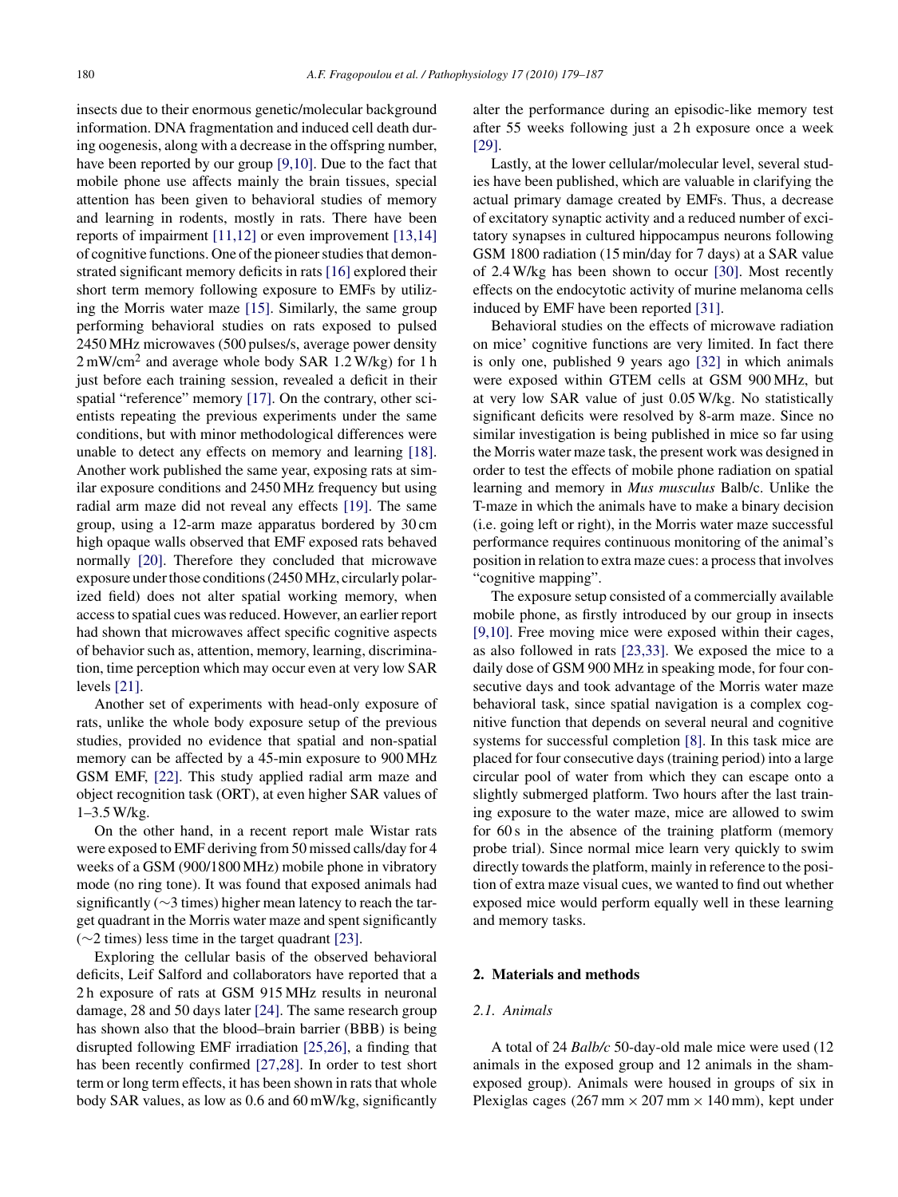insects due to their enormous genetic/molecular background information. DNA fragmentation and induced cell death during oogenesis, along with a decrease in the offspring number, have been reported by our group [9,10]. Due to the fact that mobile phone use affects mainly the brain tissues, special attention has been given to behavioral studies of memory and learning in rodents, mostly in rats. There have been reports of impairment [11,12] or even improvement [13,14] of cognitive functions. One of the pioneer studies that demonstrated significant memory deficits in rats [16] explored their short term memory following exposure to EMFs by utilizing the Morris water maze [15]. Similarly, the same group performing behavioral studies on rats exposed to pulsed 2450 MHz microwaves (500 pulses/s, average power density 2 mW/cm$^2$ and average whole body SAR 1.2 W/kg) for 1 h just before each training session, revealed a deficit in their spatial "reference" memory [17]. On the contrary, other scientists repeating the previous experiments under the same conditions, but with minor methodological differences were unable to detect any effects on memory and learning [18]. Another work published the same year, exposing rats at similar exposure conditions and 2450 MHz frequency but using radial arm maze did not reveal any effects [19]. The same group, using a 12-arm maze apparatus bordered by 30 cm high opaque walls observed that EMF exposed rats behaved normally [20]. Therefore they concluded that microwave exposure under those conditions (2450 MHz, circularly polarized field) does not alter spatial working memory, when access to spatial cues was reduced. However, an earlier report had shown that microwaves affect specific cognitive aspects of behavior such as, attention, memory, learning, discrimination, time perception which may occur even at very low SAR levels [21].

Another set of experiments with head-only exposure of rats, unlike the whole body exposure setup of the previous studies, provided no evidence that spatial and non-spatial memory can be affected by a 45-min exposure to 900 MHz GSM EMF, [22]. This study applied radial arm maze and object recognition task (ORT), at even higher SAR values of 1–3.5 W/kg.

On the other hand, in a recent report male Wistar rats were exposed to EMF deriving from 50 missed calls/day for 4 weeks of a GSM (900/1800 MHz) mobile phone in vibratory mode (no ring tone). It was found that exposed animals had significantly (∼3 times) higher mean latency to reach the target quadrant in the Morris water maze and spent significantly (∼2 times) less time in the target quadrant [23].

Exploring the cellular basis of the observed behavioral deficits, Leif Salford and collaborators have reported that a 2 h exposure of rats at GSM 915 MHz results in neuronal damage, 28 and 50 days later [24]. The same research group has shown also that the blood–brain barrier (BBB) is being disrupted following EMF irradiation [25,26], a finding that has been recently confirmed [27,28]. In order to test short term or long term effects, it has been shown in rats that whole body SAR values, as low as 0.6 and 60 mW/kg, significantly alter the performance during an episodic-like memory test after 55 weeks following just a 2 h exposure once a week [29].

Lastly, at the lower cellular/molecular level, several studies have been published, which are valuable in clarifying the actual primary damage created by EMFs. Thus, a decrease of excitatory synaptic activity and a reduced number of excitatory synapses in cultured hippocampus neurons following GSM 1800 radiation (15 min/day for 7 days) at a SAR value of 2.4 W/kg has been shown to occur [30]. Most recently effects on the endocytotic activity of murine melanoma cells induced by EMF have been reported [31].

Behavioral studies on the effects of microwave radiation on mice' cognitive functions are very limited. In fact there is only one, published 9 years ago [32] in which animals were exposed within GTEM cells at GSM 900 MHz, but at very low SAR value of just 0.05 W/kg. No statistically significant deficits were resolved by 8-arm maze. Since no similar investigation is being published in mice so far using the Morris water maze task, the present work was designed in order to test the effects of mobile phone radiation on spatial learning and memory in *Mus musculus* Balb/c. Unlike the T-maze in which the animals have to make a binary decision (i.e. going left or right), in the Morris water maze successful performance requires continuous monitoring of the animal's position in relation to extra maze cues: a process that involves "cognitive mapping".

The exposure setup consisted of a commercially available mobile phone, as firstly introduced by our group in insects [9,10]. Free moving mice were exposed within their cages, as also followed in rats [23,33]. We exposed the mice to a daily dose of GSM 900 MHz in speaking mode, for four consecutive days and took advantage of the Morris water maze behavioral task, since spatial navigation is a complex cognitive function that depends on several neural and cognitive systems for successful completion [8]. In this task mice are placed for four consecutive days (training period) into a large circular pool of water from which they can escape onto a slightly submerged platform. Two hours after the last training exposure to the water maze, mice are allowed to swim for 60 s in the absence of the training platform (memory probe trial). Since normal mice learn very quickly to swim directly towards the platform, mainly in reference to the position of extra maze visual cues, we wanted to find out whether exposed mice would perform equally well in these learning and memory tasks.

## 2. Materials and methods

### 2.1. Animals

A total of 24 *Balb/c* 50-day-old male mice were used (12 animals in the exposed group and 12 animals in the sham-exposed group). Animals were housed in groups of six in Plexiglas cages (267 mm × 207 mm × 140 mm), kept under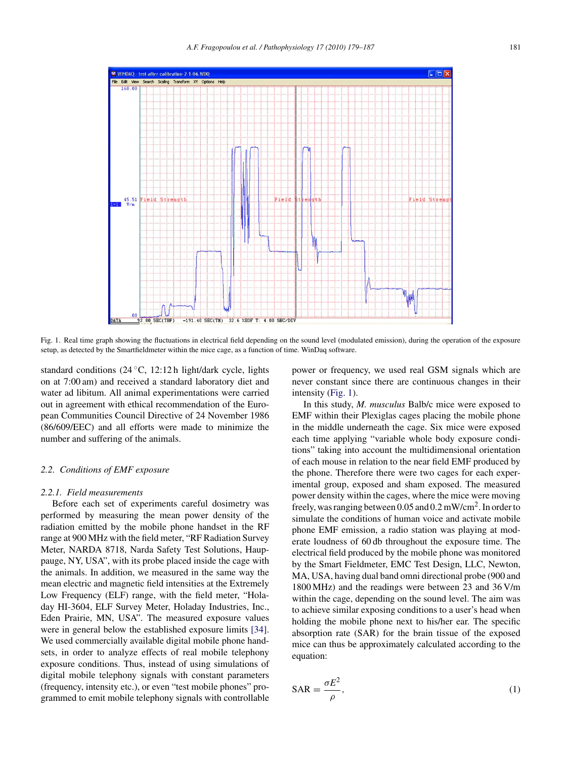Fig. 1. Real time graph showing the fluctuations in electrical field depending on the sound level (modulated emission), during the operation of the exposure setup, as detected by the Smartfieldmeter within the mice cage, as a function of time. WinDaq software.

standard conditions (24 °C, 12:12 h light/dark cycle, lights on at 7:00 am) and received a standard laboratory diet and water ad libitum. All animal experimentations were carried out in agreement with ethical recommendation of the European Communities Council Directive of 24 November 1986 (86/609/EEC) and all efforts were made to minimize the number and suffering of the animals.

### 2.2. Conditions of EMF exposure

#### 2.2.1. Field measurements

Before each set of experiments careful dosimetry was performed by measuring the mean power density of the radiation emitted by the mobile phone handset in the RF range at 900 MHz with the field meter, "RF Radiation Survey Meter, NARDA 8718, Narda Safety Test Solutions, Hauppauge, NY, USA", with its probe placed inside the cage with the animals. In addition, we measured in the same way the mean electric and magnetic field intensities at the Extremely Low Frequency (ELF) range, with the field meter, "Holaday HI-3604, ELF Survey Meter, Holaday Industries, Inc., Eden Prairie, MN, USA". The measured exposure values were in general below the established exposure limits [34]. We used commercially available digital mobile phone handsets, in order to analyze effects of real mobile telephony exposure conditions. Thus, instead of using simulations of digital mobile telephony signals with constant parameters (frequency, intensity etc.), or even "test mobile phones" programmed to emit mobile telephony signals with controllable power or frequency, we used real GSM signals which are never constant since there are continuous changes in their intensity (Fig. 1).

In this study, *M. musculus* Balb/c mice were exposed to EMF within their Plexiglas cages placing the mobile phone in the middle underneath the cage. Six mice were exposed each time applying "variable whole body exposure conditions" taking into account the multidimensional orientation of each mouse in relation to the near field EMF produced by the phone. Therefore there were two cages for each experimental group, exposed and sham exposed. The measured power density within the cages, where the mice were moving freely, was ranging between 0.05 and 0.2 mW/cm$^2$. In order to simulate the conditions of human voice and activate mobile phone EMF emission, a radio station was playing at moderate loudness of 60 db throughout the exposure time. The electrical field produced by the mobile phone was monitored by the Smart Fieldmeter, EMC Test Design, LLC, Newton, MA, USA, having dual band omni directional probe (900 and 1800 MHz) and the readings were between 23 and 36 V/m within the cage, depending on the sound level. The aim was to achieve similar exposing conditions to a user's head when holding the mobile phone next to his/her ear. The specific absorption rate (SAR) for the brain tissue of the exposed mice can thus be approximately calculated according to the equation:

$$\mathrm{SAR} = \frac{\sigma E^2}{\rho}, \tag{1}$$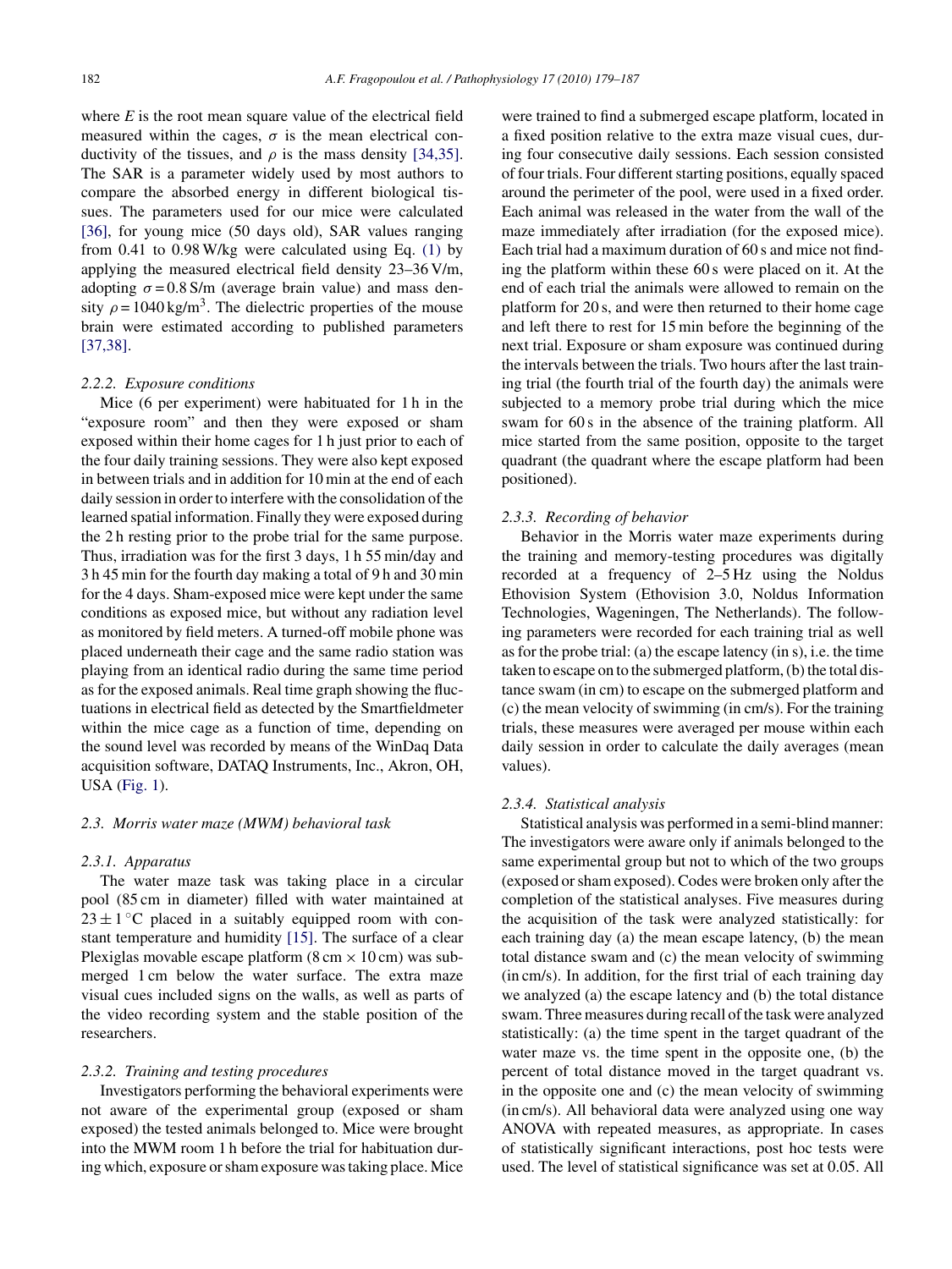where $E$ is the root mean square value of the electrical field measured within the cages, $\sigma$ is the mean electrical conductivity of the tissues, and $\rho$ is the mass density [34,35]. The SAR is a parameter widely used by most authors to compare the absorbed energy in different biological tissues. The parameters used for our mice were calculated [36], for young mice (50 days old), SAR values ranging from 0.41 to 0.98 W/kg were calculated using Eq. (1) by applying the measured electrical field density 23–36 V/m, adopting $\sigma = 0.8$ S/m (average brain value) and mass density $\rho = 1040\,\text{kg/m}^3$. The dielectric properties of the mouse brain were estimated according to published parameters [37,38].

#### 2.2.2. Exposure conditions

Mice (6 per experiment) were habituated for 1 h in the "exposure room" and then they were exposed or sham exposed within their home cages for 1 h just prior to each of the four daily training sessions. They were also kept exposed in between trials and in addition for 10 min at the end of each daily session in order to interfere with the consolidation of the learned spatial information. Finally they were exposed during the 2 h resting prior to the probe trial for the same purpose. Thus, irradiation was for the first 3 days, 1 h 55 min/day and 3 h 45 min for the fourth day making a total of 9 h and 30 min for the 4 days. Sham-exposed mice were kept under the same conditions as exposed mice, but without any radiation level as monitored by field meters. A turned-off mobile phone was placed underneath their cage and the same radio station was playing from an identical radio during the same time period as for the exposed animals. Real time graph showing the fluctuations in electrical field as detected by the Smartfieldmeter within the mice cage as a function of time, depending on the sound level was recorded by means of the WinDaq Data acquisition software, DATAQ Instruments, Inc., Akron, OH, USA (Fig. 1).

### 2.3. Morris water maze (MWM) behavioral task

#### 2.3.1. Apparatus

The water maze task was taking place in a circular pool (85 cm in diameter) filled with water maintained at $23 \pm 1\,^{\circ}\text{C}$ placed in a suitably equipped room with constant temperature and humidity [15]. The surface of a clear Plexiglas movable escape platform (8 cm × 10 cm) was submerged 1 cm below the water surface. The extra maze visual cues included signs on the walls, as well as parts of the video recording system and the stable position of the researchers.

#### 2.3.2. Training and testing procedures

Investigators performing the behavioral experiments were not aware of the experimental group (exposed or sham exposed) the tested animals belonged to. Mice were brought into the MWM room 1 h before the trial for habituation during which, exposure or sham exposure was taking place. Mice were trained to find a submerged escape platform, located in a fixed position relative to the extra maze visual cues, during four consecutive daily sessions. Each session consisted of four trials. Four different starting positions, equally spaced around the perimeter of the pool, were used in a fixed order. Each animal was released in the water from the wall of the maze immediately after irradiation (for the exposed mice). Each trial had a maximum duration of 60 s and mice not finding the platform within these 60 s were placed on it. At the end of each trial the animals were allowed to remain on the platform for 20 s, and were then returned to their home cage and left there to rest for 15 min before the beginning of the next trial. Exposure or sham exposure was continued during the intervals between the trials. Two hours after the last training trial (the fourth trial of the fourth day) the animals were subjected to a memory probe trial during which the mice swam for 60 s in the absence of the training platform. All mice started from the same position, opposite to the target quadrant (the quadrant where the escape platform had been positioned).

#### 2.3.3. Recording of behavior

Behavior in the Morris water maze experiments during the training and memory-testing procedures was digitally recorded at a frequency of 2–5 Hz using the Noldus Ethovision System (Ethovision 3.0, Noldus Information Technologies, Wageningen, The Netherlands). The following parameters were recorded for each training trial as well as for the probe trial: (a) the escape latency (in s), i.e. the time taken to escape on to the submerged platform, (b) the total distance swam (in cm) to escape on the submerged platform and (c) the mean velocity of swimming (in cm/s). For the training trials, these measures were averaged per mouse within each daily session in order to calculate the daily averages (mean values).

#### 2.3.4. Statistical analysis

Statistical analysis was performed in a semi-blind manner: The investigators were aware only if animals belonged to the same experimental group but not to which of the two groups (exposed or sham exposed). Codes were broken only after the completion of the statistical analyses. Five measures during the acquisition of the task were analyzed statistically: for each training day (a) the mean escape latency, (b) the mean total distance swam and (c) the mean velocity of swimming (in cm/s). In addition, for the first trial of each training day we analyzed (a) the escape latency and (b) the total distance swam. Three measures during recall of the task were analyzed statistically: (a) the time spent in the target quadrant of the water maze vs. the time spent in the opposite one, (b) the percent of total distance moved in the target quadrant vs. in the opposite one and (c) the mean velocity of swimming (in cm/s). All behavioral data were analyzed using one way ANOVA with repeated measures, as appropriate. In cases of statistically significant interactions, post hoc tests were used. The level of statistical significance was set at 0.05. All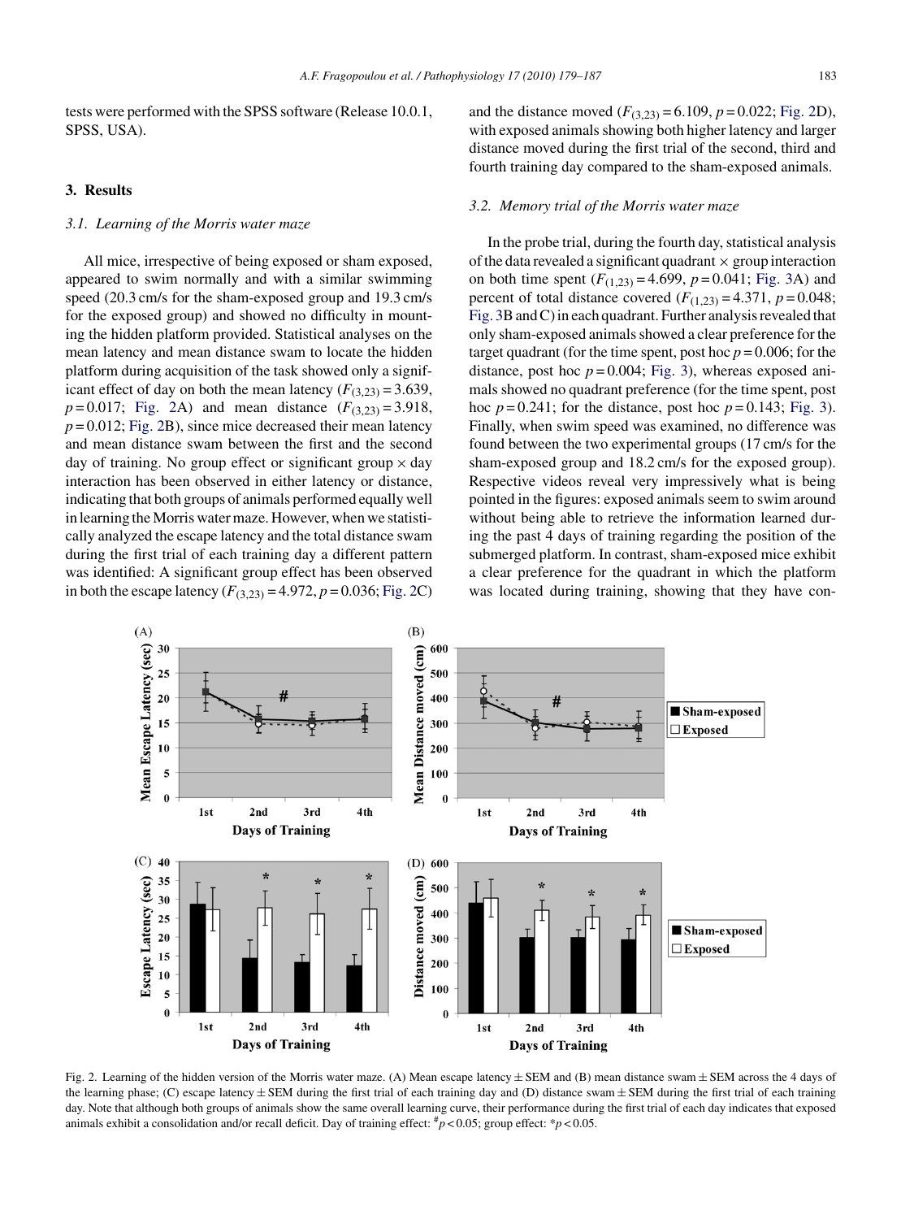tests were performed with the SPSS software (Release 10.0.1, SPSS, USA).

## 3. Results

### 3.1. Learning of the Morris water maze

All mice, irrespective of being exposed or sham exposed, appeared to swim normally and with a similar swimming speed (20.3 cm/s for the sham-exposed group and 19.3 cm/s for the exposed group) and showed no difficulty in mounting the hidden platform provided. Statistical analyses on the mean latency and mean distance swam to locate the hidden platform during acquisition of the task showed only a significant effect of day on both the mean latency ($F_{(3,23)} = 3.639$, $p = 0.017$; Fig. 2A) and mean distance ($F_{(3,23)} = 3.918$, $p = 0.012$; Fig. 2B), since mice decreased their mean latency and mean distance swam between the first and the second day of training. No group effect or significant group × day interaction has been observed in either latency or distance, indicating that both groups of animals performed equally well in learning the Morris water maze. However, when we statistically analyzed the escape latency and the total distance swam during the first trial of each training day a different pattern was identified: A significant group effect has been observed in both the escape latency ($F_{(3,23)} = 4.972$, $p = 0.036$; Fig. 2C) and the distance moved ($F_{(3,23)} = 6.109$, $p = 0.022$; Fig. 2D), with exposed animals showing both higher latency and larger distance moved during the first trial of the second, third and fourth training day compared to the sham-exposed animals.

### 3.2. Memory trial of the Morris water maze

In the probe trial, during the fourth day, statistical analysis of the data revealed a significant quadrant × group interaction on both time spent ($F_{(1,23)} = 4.699$, $p = 0.041$; Fig. 3A) and percent of total distance covered ($F_{(1,23)} = 4.371$, $p = 0.048$; Fig. 3B and C) in each quadrant. Further analysis revealed that only sham-exposed animals showed a clear preference for the target quadrant (for the time spent, post hoc $p = 0.006$; for the distance, post hoc $p = 0.004$; Fig. 3), whereas exposed animals showed no quadrant preference (for the time spent, post hoc $p = 0.241$; for the distance, post hoc $p = 0.143$; Fig. 3). Finally, when swim speed was examined, no difference was found between the two experimental groups (17 cm/s for the sham-exposed group and 18.2 cm/s for the exposed group). Respective videos reveal very impressively what is being pointed in the figures: exposed animals seem to swim around without being able to retrieve the information learned during the past 4 days of training regarding the position of the submerged platform. In contrast, sham-exposed mice exhibit a clear preference for the quadrant in which the platform was located during training, showing that they have con-

Fig. 2. Learning of the hidden version of the Morris water maze. (A) Mean escape latency ± SEM and (B) mean distance swam ± SEM across the 4 days of the learning phase; (C) escape latency ± SEM during the first trial of each training day and (D) distance swam ± SEM during the first trial of each training day. Note that although both groups of animals show the same overall learning curve, their performance during the first trial of each day indicates that exposed animals exhibit a consolidation and/or recall deficit. Day of training effect: $^{\#}p < 0.05$; group effect: $^{*}p < 0.05$.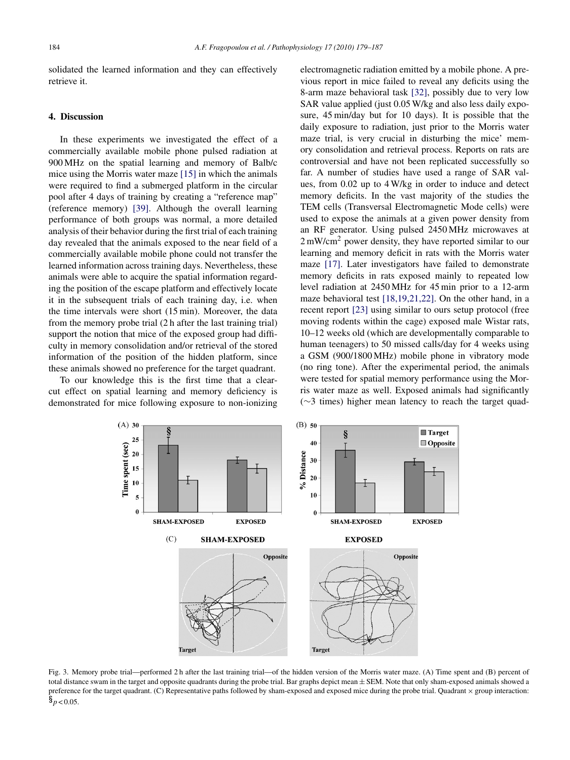solidated the learned information and they can effectively retrieve it.

## 4. Discussion

In these experiments we investigated the effect of a commercially available mobile phone pulsed radiation at 900 MHz on the spatial learning and memory of Balb/c mice using the Morris water maze [15] in which the animals were required to find a submerged platform in the circular pool after 4 days of training by creating a "reference map" (reference memory) [39]. Although the overall learning performance of both groups was normal, a more detailed analysis of their behavior during the first trial of each training day revealed that the animals exposed to the near field of a commercially available mobile phone could not transfer the learned information across training days. Nevertheless, these animals were able to acquire the spatial information regarding the position of the escape platform and effectively locate it in the subsequent trials of each training day, i.e. when the time intervals were short (15 min). Moreover, the data from the memory probe trial (2 h after the last training trial) support the notion that mice of the exposed group had difficulty in memory consolidation and/or retrieval of the stored information of the position of the hidden platform, since these animals showed no preference for the target quadrant.

To our knowledge this is the first time that a clear-cut effect on spatial learning and memory deficiency is demonstrated for mice following exposure to non-ionizing electromagnetic radiation emitted by a mobile phone. A previous report in mice failed to reveal any deficits using the 8-arm maze behavioral task [32], possibly due to very low SAR value applied (just 0.05 W/kg and also less daily exposure, 45 min/day but for 10 days). It is possible that the daily exposure to radiation, just prior to the Morris water maze trial, is very crucial in disturbing the mice' memory consolidation and retrieval process. Reports on rats are controversial and have not been replicated successfully so far. A number of studies have used a range of SAR values, from 0.02 up to 4 W/kg in order to induce and detect memory deficits. In the vast majority of the studies the TEM cells (Transversal Electromagnetic Mode cells) were used to expose the animals at a given power density from an RF generator. Using pulsed 2450 MHz microwaves at 2 mW/cm$^2$ power density, they have reported similar to our learning and memory deficit in rats with the Morris water maze [17]. Later investigators have failed to demonstrate memory deficits in rats exposed mainly to repeated low level radiation at 2450 MHz for 45 min prior to a 12-arm maze behavioral test [18,19,21,22]. On the other hand, in a recent report [23] using similar to ours setup protocol (free moving rodents within the cage) exposed male Wistar rats, 10–12 weeks old (which are developmentally comparable to human teenagers) to 50 missed calls/day for 4 weeks using a GSM (900/1800 MHz) mobile phone in vibratory mode (no ring tone). After the experimental period, the animals were tested for spatial memory performance using the Morris water maze as well. Exposed animals had significantly (~3 times) higher mean latency to reach the target quad-

Fig. 3. Memory probe trial—performed 2 h after the last training trial—of the hidden version of the Morris water maze. (A) Time spent and (B) percent of total distance swam in the target and opposite quadrants during the probe trial. Bar graphs depict mean ± SEM. Note that only sham-exposed animals showed a preference for the target quadrant. (C) Representative paths followed by sham-exposed and exposed mice during the probe trial. Quadrant × group interaction: §$p < 0.05$.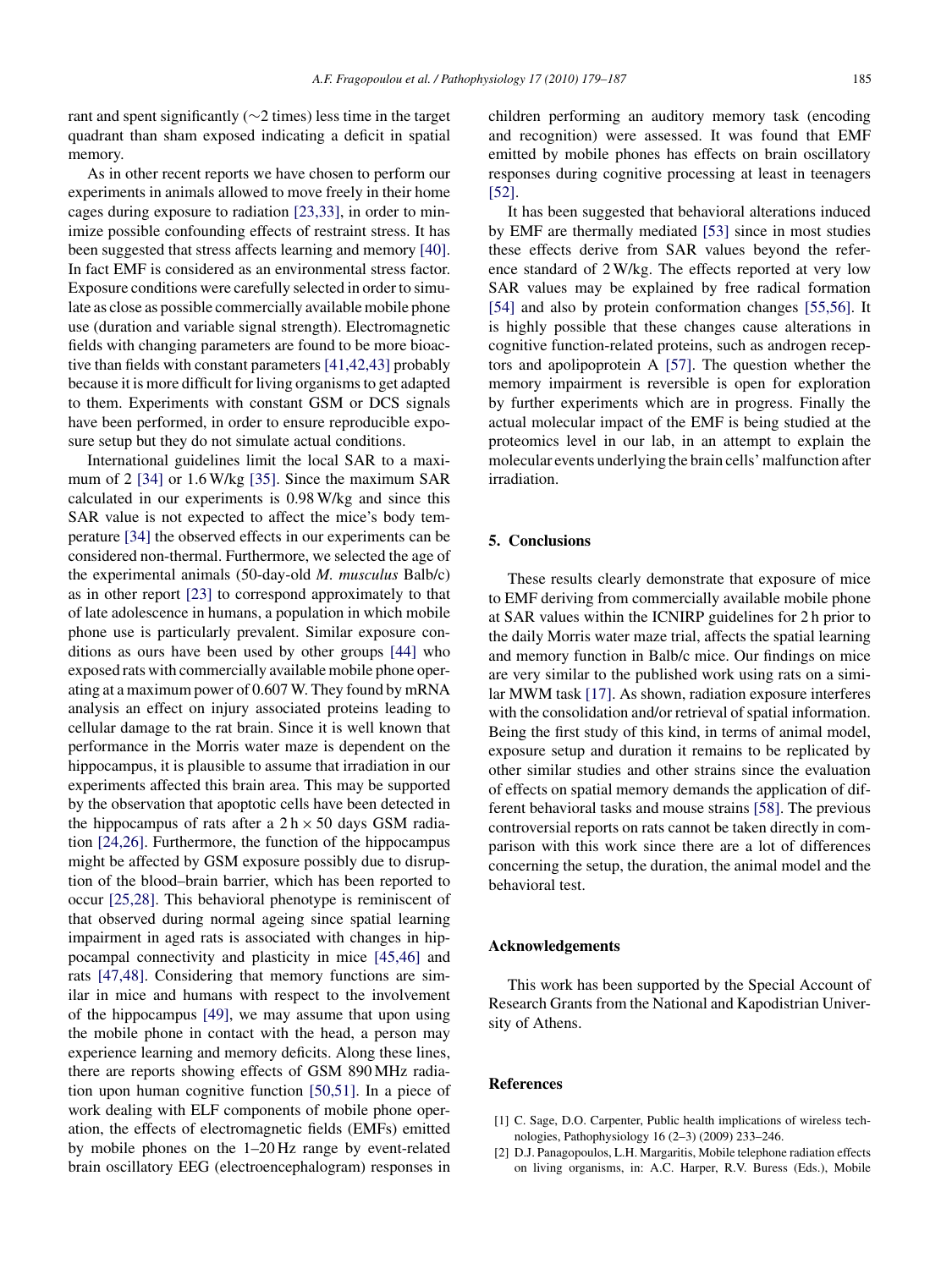rant and spent significantly (~2 times) less time in the target quadrant than sham exposed indicating a deficit in spatial memory.

As in other recent reports we have chosen to perform our experiments in animals allowed to move freely in their home cages during exposure to radiation [23,33], in order to minimize possible confounding effects of restraint stress. It has been suggested that stress affects learning and memory [40]. In fact EMF is considered as an environmental stress factor. Exposure conditions were carefully selected in order to simulate as close as possible commercially available mobile phone use (duration and variable signal strength). Electromagnetic fields with changing parameters are found to be more bioactive than fields with constant parameters [41,42,43] probably because it is more difficult for living organisms to get adapted to them. Experiments with constant GSM or DCS signals have been performed, in order to ensure reproducible exposure setup but they do not simulate actual conditions.

International guidelines limit the local SAR to a maximum of 2 [34] or 1.6 W/kg [35]. Since the maximum SAR calculated in our experiments is 0.98 W/kg and since this SAR value is not expected to affect the mice's body temperature [34] the observed effects in our experiments can be considered non-thermal. Furthermore, we selected the age of the experimental animals (50-day-old *M. musculus* Balb/c) as in other report [23] to correspond approximately to that of late adolescence in humans, a population in which mobile phone use is particularly prevalent. Similar exposure conditions as ours have been used by other groups [44] who exposed rats with commercially available mobile phone operating at a maximum power of 0.607 W. They found by mRNA analysis an effect on injury associated proteins leading to cellular damage to the rat brain. Since it is well known that performance in the Morris water maze is dependent on the hippocampus, it is plausible to assume that irradiation in our experiments affected this brain area. This may be supported by the observation that apoptotic cells have been detected in the hippocampus of rats after a $2\,\text{h} \times 50$ days GSM radiation [24,26]. Furthermore, the function of the hippocampus might be affected by GSM exposure possibly due to disruption of the blood–brain barrier, which has been reported to occur [25,28]. This behavioral phenotype is reminiscent of that observed during normal ageing since spatial learning impairment in aged rats is associated with changes in hippocampal connectivity and plasticity in mice [45,46] and rats [47,48]. Considering that memory functions are similar in mice and humans with respect to the involvement of the hippocampus [49], we may assume that upon using the mobile phone in contact with the head, a person may experience learning and memory deficits. Along these lines, there are reports showing effects of GSM 890 MHz radiation upon human cognitive function [50,51]. In a piece of work dealing with ELF components of mobile phone operation, the effects of electromagnetic fields (EMFs) emitted by mobile phones on the 1–20 Hz range by event-related brain oscillatory EEG (electroencephalogram) responses in children performing an auditory memory task (encoding and recognition) were assessed. It was found that EMF emitted by mobile phones has effects on brain oscillatory responses during cognitive processing at least in teenagers [52].

It has been suggested that behavioral alterations induced by EMF are thermally mediated [53] since in most studies these effects derive from SAR values beyond the reference standard of 2 W/kg. The effects reported at very low SAR values may be explained by free radical formation [54] and also by protein conformation changes [55,56]. It is highly possible that these changes cause alterations in cognitive function-related proteins, such as androgen receptors and apolipoprotein A [57]. The question whether the memory impairment is reversible is open for exploration by further experiments which are in progress. Finally the actual molecular impact of the EMF is being studied at the proteomics level in our lab, in an attempt to explain the molecular events underlying the brain cells' malfunction after irradiation.

## 5. Conclusions

These results clearly demonstrate that exposure of mice to EMF deriving from commercially available mobile phone at SAR values within the ICNIRP guidelines for 2 h prior to the daily Morris water maze trial, affects the spatial learning and memory function in Balb/c mice. Our findings on mice are very similar to the published work using rats on a similar MWM task [17]. As shown, radiation exposure interferes with the consolidation and/or retrieval of spatial information. Being the first study of this kind, in terms of animal model, exposure setup and duration it remains to be replicated by other similar studies and other strains since the evaluation of effects on spatial memory demands the application of different behavioral tasks and mouse strains [58]. The previous controversial reports on rats cannot be taken directly in comparison with this work since there are a lot of differences concerning the setup, the duration, the animal model and the behavioral test.

## Acknowledgements

This work has been supported by the Special Account of Research Grants from the National and Kapodistrian University of Athens.

## References

[1] C. Sage, D.O. Carpenter, Public health implications of wireless technologies, Pathophysiology 16 (2–3) (2009) 233–246.

[2] D.J. Panagopoulos, L.H. Margaritis, Mobile telephone radiation effects on living organisms, in: A.C. Harper, R.V. Buress (Eds.), Mobile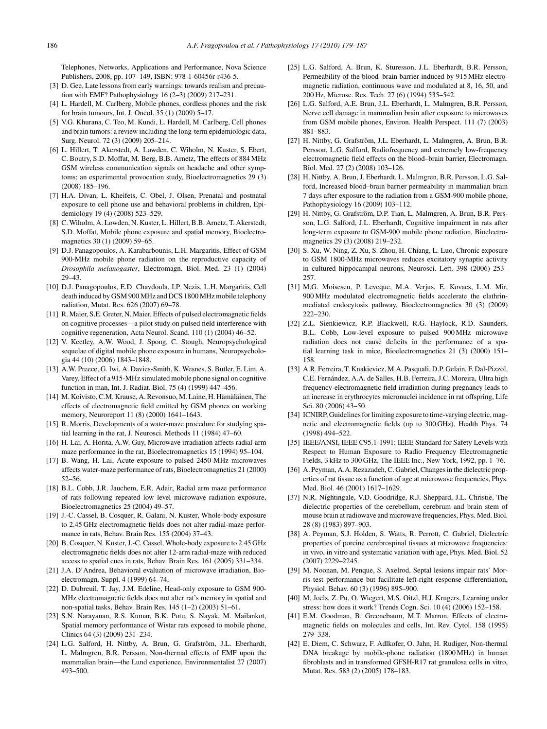Telephones, Networks, Applications and Performance, Nova Science Publishers, 2008, pp. 107–149, ISBN: 978-1-60456r-r436-5.

[3] D. Gee, Late lessons from early warnings: towards realism and precaution with EMF? Pathophysiology 16 (2–3) (2009) 217–231.

[4] L. Hardell, M. Carlberg, Mobile phones, cordless phones and the risk for brain tumours, Int. J. Oncol. 35 (1) (2009) 5–17.

[5] V.G. Khurana, C. Teo, M. Kundi, L. Hardell, M. Carlberg, Cell phones and brain tumors: a review including the long-term epidemiologic data, Surg. Neurol. 72 (3) (2009) 205–214.

[6] L. Hillert, T. Akerstedt, A. Lowden, C. Wiholm, N. Kuster, S. Ebert, C. Boutry, S.D. Moffat, M. Berg, B.B. Arnetz, The effects of 884 MHz GSM wireless communication signals on headache and other symptoms: an experimental provocation study, Bioelectromagnetics 29 (3) (2008) 185–196.

[7] H.A. Divan, L. Kheifets, C. Obel, J. Olsen, Prenatal and postnatal exposure to cell phone use and behavioral problems in children, Epidemiology 19 (4) (2008) 523–529.

[8] C. Wiholm, A. Lowden, N. Kuster, L. Hillert, B.B. Arnetz, T. Akerstedt, S.D. Moffat, Mobile phone exposure and spatial memory, Bioelectromagnetics 30 (1) (2009) 59–65.

[9] D.J. Panagopoulos, A. Karabarbounis, L.H. Margaritis, Effect of GSM 900-MHz mobile phone radiation on the reproductive capacity of *Drosophila melanogaster*, Electromagn. Biol. Med. 23 (1) (2004) 29–43.

[10] D.J. Panagopoulos, E.D. Chavdoula, I.P. Nezis, L.H. Margaritis, Cell death induced by GSM 900 MHz and DCS 1800 MHz mobile telephony radiation, Mutat. Res. 626 (2007) 69–78.

[11] R. Maier, S.E. Greter, N. Maier, Effects of pulsed electromagnetic fields on cognitive processes—a pilot study on pulsed field interference with cognitive regeneration, Acta Neurol. Scand. 110 (1) (2004) 46–52.

[12] V. Keetley, A.W. Wood, J. Spong, C. Stough, Neuropsychological sequelae of digital mobile phone exposure in humans, Neuropsychologia 44 (10) (2006) 1843–1848.

[13] A.W. Preece, G. Iwi, A. Davies-Smith, K. Wesnes, S. Butler, E. Lim, A. Varey, Effect of a 915-MHz simulated mobile phone signal on cognitive function in man, Int. J. Radiat. Biol. 75 (4) (1999) 447–456.

[14] M. Koivisto, C.M. Krause, A. Revonsuo, M. Laine, H. Hämäläinen, The effects of electromagnetic field emitted by GSM phones on working memory, Neuroreport 11 (8) (2000) 1641–1643.

[15] R. Morris, Developments of a water-maze procedure for studying spatial learning in the rat, J. Neurosci. Methods 11 (1984) 47–60.

[16] H. Lai, A. Horita, A.W. Guy, Microwave irradiation affects radial-arm maze performance in the rat, Bioelectromagnetics 15 (1994) 95–104.

[17] B. Wang, H. Lai, Acute exposure to pulsed 2450-MHz microwaves affects water-maze performance of rats, Bioelectromagnetics 21 (2000) 52–56.

[18] B.L. Cobb, J.R. Jauchem, E.R. Adair, Radial arm maze performance of rats following repeated low level microwave radiation exposure, Bioelectromagnetics 25 (2004) 49–57.

[19] J.-C. Cassel, B. Cosquer, R. Galani, N. Kuster, Whole-body exposure to 2.45 GHz electromagnetic fields does not alter radial-maze performance in rats, Behav. Brain Res. 155 (2004) 37–43.

[20] B. Cosquer, N. Kuster, J.-C. Cassel, Whole-body exposure to 2.45 GHz electromagnetic fields does not alter 12-arm radial-maze with reduced access to spatial cues in rats, Behav. Brain Res. 161 (2005) 331–334.

[21] J.A. D'Andrea, Behavioral evaluation of microwave irradiation, Bioelectromagn. Suppl. 4 (1999) 64–74.

[22] D. Dubreuil, T. Jay, J.M. Edeline, Head-only exposure to GSM 900-MHz electromagnetic fields does not alter rat's memory in spatial and non-spatial tasks, Behav. Brain Res. 145 (1–2) (2003) 51–61.

[23] S.N. Narayanan, R.S. Kumar, B.K. Potu, S. Nayak, M. Mailankot, Spatial memory performance of Wistar rats exposed to mobile phone, Clinics 64 (3) (2009) 231–234.

[24] L.G. Salford, H. Nittby, A. Brun, G. Grafström, J.L. Eberhardt, L. Malmgren, B.R. Persson, Non-thermal effects of EMF upon the mammalian brain—the Lund experience, Environmentalist 27 (2007) 493–500.

[25] L.G. Salford, A. Brun, K. Sturesson, J.L. Eberhardt, B.R. Persson, Permeability of the blood–brain barrier induced by 915 MHz electromagnetic radiation, continuous wave and modulated at 8, 16, 50, and 200 Hz, Microsc. Res. Tech. 27 (6) (1994) 535–542.

[26] L.G. Salford, A.E. Brun, J.L. Eberhardt, L. Malmgren, B.R. Persson, Nerve cell damage in mammalian brain after exposure to microwaves from GSM mobile phones, Environ. Health Perspect. 111 (7) (2003) 881–883.

[27] H. Nittby, G. Grafström, J.L. Eberhardt, L. Malmgren, A. Brun, B.R. Persson, L.G. Salford, Radiofrequency and extremely low-frequency electromagnetic field effects on the blood–brain barrier, Electromagn. Biol. Med. 27 (2) (2008) 103–126.

[28] H. Nittby, A. Brun, J. Eberhardt, L. Malmgren, B.R. Persson, L.G. Salford, Increased blood–brain barrier permeability in mammalian brain 7 days after exposure to the radiation from a GSM-900 mobile phone, Pathophysiology 16 (2009) 103–112.

[29] H. Nittby, G. Grafström, D.P. Tian, L. Malmgren, A. Brun, B.R. Persson, L.G. Salford, J.L. Eberhardt, Cognitive impairment in rats after long-term exposure to GSM-900 mobile phone radiation, Bioelectromagnetics 29 (3) (2008) 219–232.

[30] S. Xu, W. Ning, Z. Xu, S. Zhou, H. Chiang, L. Luo, Chronic exposure to GSM 1800-MHz microwaves reduces excitatory synaptic activity in cultured hippocampal neurons, Neurosci. Lett. 398 (2006) 253–257.

[31] M.G. Moisescu, P. Leveque, M.A. Verjus, E. Kovacs, L.M. Mir, 900 MHz modulated electromagnetic fields accelerate the clathrin-mediated endocytosis pathway, Bioelectromagnetics 30 (3) (2009) 222–230.

[32] Z.L. Sienkiewicz, R.P. Blackwell, R.G. Haylock, R.D. Saunders, B.L. Cobb, Low-level exposure to pulsed 900 MHz microwave radiation does not cause deficits in the performance of a spatial learning task in mice, Bioelectromagnetics 21 (3) (2000) 151–158.

[33] A.R. Ferreira, T. Knakievicz, M.A. Pasquali, D.P. Gelain, F. Dal-Pizzol, C.E. Fernández, A.A. de Salles, H.B. Ferreira, J.C. Moreira, Ultra high frequency-electromagnetic field irradiation during pregnancy leads to an increase in erythrocytes micronuclei incidence in rat offspring, Life Sci. 80 (2006) 43–50.

[34] ICNIRP, Guidelines for limiting exposure to time-varying electric, magnetic and electromagnetic fields (up to 300 GHz), Health Phys. 74 (1998) 494–522.

[35] IEEE/ANSI, IEEE C95.1-1991: IEEE Standard for Safety Levels with Respect to Human Exposure to Radio Frequency Electromagnetic Fields, 3 kHz to 300 GHz, The IEEE Inc., New York, 1992, pp. 1–76.

[36] A. Peyman, A.A. Rezazadeh, C. Gabriel, Changes in the dielectric properties of rat tissue as a function of age at microwave frequencies, Phys. Med. Biol. 46 (2001) 1617–1629.

[37] N.R. Nightingale, V.D. Goodridge, R.J. Sheppard, J.L. Christie, The dielectric properties of the cerebellum, cerebrum and brain stem of mouse brain at radiowave and microwave frequencies, Phys. Med. Biol. 28 (8) (1983) 897–903.

[38] A. Peyman, S.J. Holden, S. Watts, R. Perrott, C. Gabriel, Dielectric properties of porcine cerebrospinal tissues at microwave frequencies: in vivo, in vitro and systematic variation with age, Phys. Med. Biol. 52 (2007) 2229–2245.

[39] M. Noonan, M. Penque, S. Axelrod, Septal lesions impair rats' Morris test performance but facilitate left-right response differentiation, Physiol. Behav. 60 (3) (1996) 895–900.

[40] M. Joëls, Z. Pu, O. Wiegert, M.S. Oitzl, H.J. Krugers, Learning under stress: how does it work? Trends Cogn. Sci. 10 (4) (2006) 152–158.

[41] E.M. Goodman, B. Greenebaum, M.T. Marron, Effects of electromagnetic fields on molecules and cells, Int. Rev. Cytol. 158 (1995) 279–338.

[42] E. Diem, C. Schwarz, F. Adlkofer, O. Jahn, H. Rudiger, Non-thermal DNA breakage by mobile-phone radiation (1800 MHz) in human fibroblasts and in transformed GFSH-R17 rat granulosa cells in vitro, Mutat. Res. 583 (2) (2005) 178–183.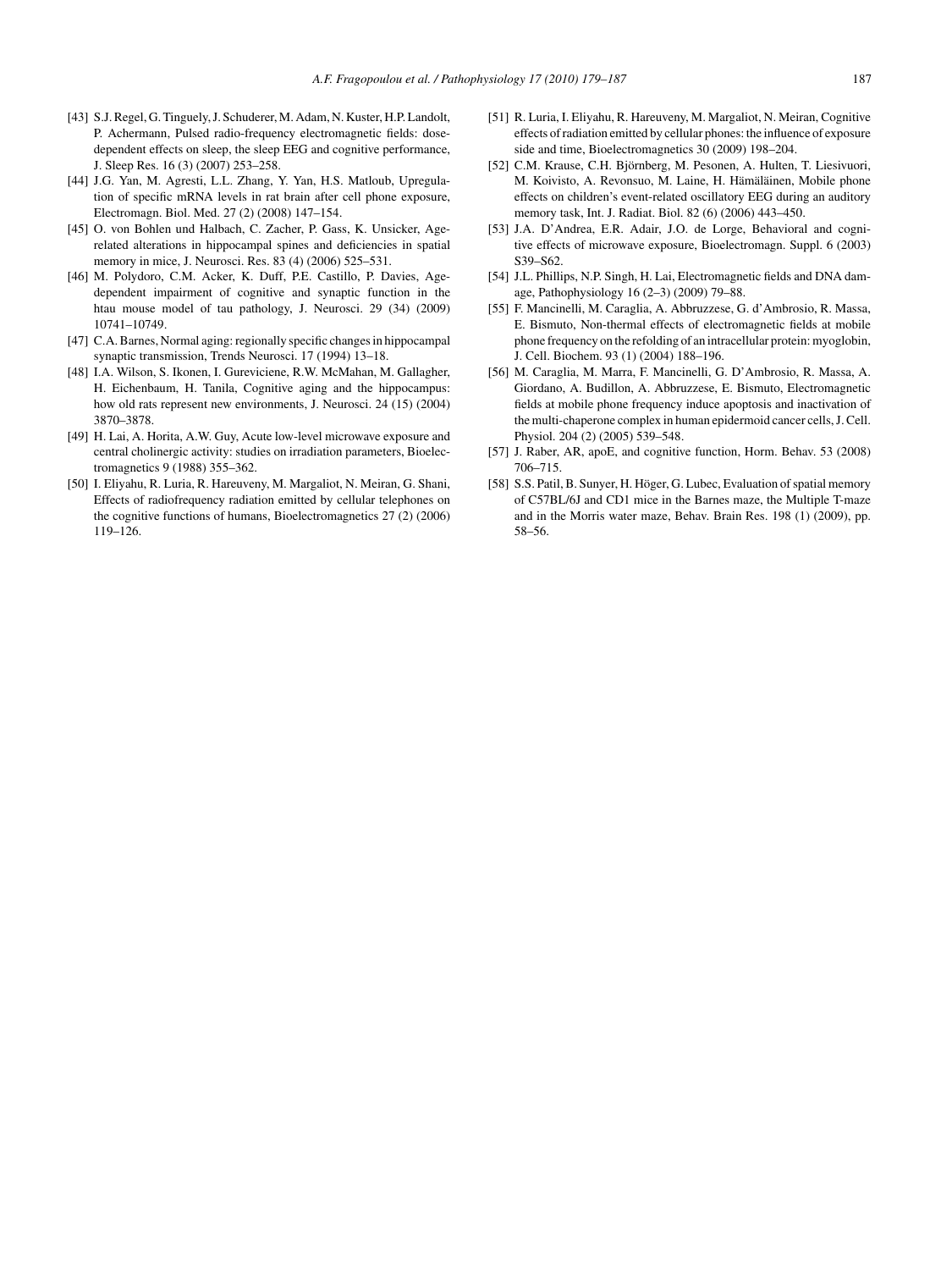[43] S.J. Regel, G. Tinguely, J. Schuderer, M. Adam, N. Kuster, H.P. Landolt, P. Achermann, Pulsed radio-frequency electromagnetic fields: dose-dependent effects on sleep, the sleep EEG and cognitive performance, J. Sleep Res. 16 (3) (2007) 253–258.

[44] J.G. Yan, M. Agresti, L.L. Zhang, Y. Yan, H.S. Matloub, Upregulation of specific mRNA levels in rat brain after cell phone exposure, Electromagn. Biol. Med. 27 (2) (2008) 147–154.

[45] O. von Bohlen und Halbach, C. Zacher, P. Gass, K. Unsicker, Age-related alterations in hippocampal spines and deficiencies in spatial memory in mice, J. Neurosci. Res. 83 (4) (2006) 525–531.

[46] M. Polydoro, C.M. Acker, K. Duff, P.E. Castillo, P. Davies, Age-dependent impairment of cognitive and synaptic function in the htau mouse model of tau pathology, J. Neurosci. 29 (34) (2009) 10741–10749.

[47] C.A. Barnes, Normal aging: regionally specific changes in hippocampal synaptic transmission, Trends Neurosci. 17 (1994) 13–18.

[48] I.A. Wilson, S. Ikonen, I. Gureviciene, R.W. McMahan, M. Gallagher, H. Eichenbaum, H. Tanila, Cognitive aging and the hippocampus: how old rats represent new environments, J. Neurosci. 24 (15) (2004) 3870–3878.

[49] H. Lai, A. Horita, A.W. Guy, Acute low-level microwave exposure and central cholinergic activity: studies on irradiation parameters, Bioelectromagnetics 9 (1988) 355–362.

[50] I. Eliyahu, R. Luria, R. Hareuveny, M. Margaliot, N. Meiran, G. Shani, Effects of radiofrequency radiation emitted by cellular telephones on the cognitive functions of humans, Bioelectromagnetics 27 (2) (2006) 119–126.

[51] R. Luria, I. Eliyahu, R. Hareuveny, M. Margaliot, N. Meiran, Cognitive effects of radiation emitted by cellular phones: the influence of exposure side and time, Bioelectromagnetics 30 (2009) 198–204.

[52] C.M. Krause, C.H. Björnberg, M. Pesonen, A. Hulten, T. Liesivuori, M. Koivisto, A. Revonsuo, M. Laine, H. Hämäläinen, Mobile phone effects on children's event-related oscillatory EEG during an auditory memory task, Int. J. Radiat. Biol. 82 (6) (2006) 443–450.

[53] J.A. D'Andrea, E.R. Adair, J.O. de Lorge, Behavioral and cognitive effects of microwave exposure, Bioelectromagn. Suppl. 6 (2003) S39–S62.

[54] J.L. Phillips, N.P. Singh, H. Lai, Electromagnetic fields and DNA damage, Pathophysiology 16 (2–3) (2009) 79–88.

[55] F. Mancinelli, M. Caraglia, A. Abbruzzese, G. d'Ambrosio, R. Massa, E. Bismuto, Non-thermal effects of electromagnetic fields at mobile phone frequency on the refolding of an intracellular protein: myoglobin, J. Cell. Biochem. 93 (1) (2004) 188–196.

[56] M. Caraglia, M. Marra, F. Mancinelli, G. D'Ambrosio, R. Massa, A. Giordano, A. Budillon, A. Abbruzzese, E. Bismuto, Electromagnetic fields at mobile phone frequency induce apoptosis and inactivation of the multi-chaperone complex in human epidermoid cancer cells, J. Cell. Physiol. 204 (2) (2005) 539–548.

[57] J. Raber, AR, apoE, and cognitive function, Horm. Behav. 53 (2008) 706–715.

[58] S.S. Patil, B. Sunyer, H. Höger, G. Lubec, Evaluation of spatial memory of C57BL/6J and CD1 mice in the Barnes maze, the Multiple T-maze and in the Morris water maze, Behav. Brain Res. 198 (1) (2009), pp. 58–56.